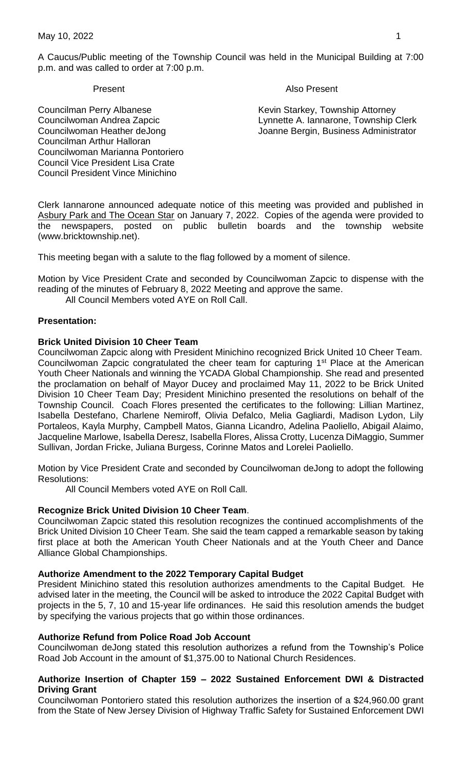A Caucus/Public meeting of the Township Council was held in the Municipal Building at 7:00 p.m. and was called to order at 7:00 p.m.

| Present | Also Present |
|---|---|
| Councilman Perry Albanese | Kevin Starkey, Township Attorney |
| Councilwoman Andrea Zapcic | Lynnette A. Iannarone, Township Clerk |
| Councilwoman Heather deJong | Joanne Bergin, Business Administrator |
| Councilman Arthur Halloran | |
| Councilwoman Marianna Pontoriero | |
| Council Vice President Lisa Crate | |
| Council President Vince Minichino | |

Clerk Iannarone announced adequate notice of this meeting was provided and published in Asbury Park and The Ocean Star on January 7, 2022. Copies of the agenda were provided to the newspapers, posted on public bulletin boards and the township website (www.bricktownship.net).

This meeting began with a salute to the flag followed by a moment of silence.

Motion by Vice President Crate and seconded by Councilwoman Zapcic to dispense with the reading of the minutes of February 8, 2022 Meeting and approve the same.
All Council Members voted AYE on Roll Call.

**Presentation:**

**Brick United Division 10 Cheer Team**
Councilwoman Zapcic along with President Minichino recognized Brick United 10 Cheer Team. Councilwoman Zapcic congratulated the cheer team for capturing 1st Place at the American Youth Cheer Nationals and winning the YCADA Global Championship. She read and presented the proclamation on behalf of Mayor Ducey and proclaimed May 11, 2022 to be Brick United Division 10 Cheer Team Day; President Minichino presented the resolutions on behalf of the Township Council. Coach Flores presented the certificates to the following: Lillian Martinez, Isabella Destefano, Charlene Nemiroff, Olivia Defalco, Melia Gagliardi, Madison Lydon, Lily Portaleos, Kayla Murphy, Campbell Matos, Gianna Licandro, Adelina Paoliello, Abigail Alaimo, Jacqueline Marlowe, Isabella Deresz, Isabella Flores, Alissa Crotty, Lucenza DiMaggio, Summer Sullivan, Jordan Fricke, Juliana Burgess, Corinne Matos and Lorelei Paoliello.

Motion by Vice President Crate and seconded by Councilwoman deJong to adopt the following Resolutions:
All Council Members voted AYE on Roll Call.

**Recognize Brick United Division 10 Cheer Team**.
Councilwoman Zapcic stated this resolution recognizes the continued accomplishments of the Brick United Division 10 Cheer Team. She said the team capped a remarkable season by taking first place at both the American Youth Cheer Nationals and at the Youth Cheer and Dance Alliance Global Championships.

**Authorize Amendment to the 2022 Temporary Capital Budget**
President Minichino stated this resolution authorizes amendments to the Capital Budget. He advised later in the meeting, the Council will be asked to introduce the 2022 Capital Budget with projects in the 5, 7, 10 and 15-year life ordinances. He said this resolution amends the budget by specifying the various projects that go within those ordinances.

**Authorize Refund from Police Road Job Account**
Councilwoman deJong stated this resolution authorizes a refund from the Township's Police Road Job Account in the amount of $1,375.00 to National Church Residences.

**Authorize Insertion of Chapter 159 – 2022 Sustained Enforcement DWI & Distracted Driving Grant**
Councilwoman Pontoriero stated this resolution authorizes the insertion of a $24,960.00 grant from the State of New Jersey Division of Highway Traffic Safety for Sustained Enforcement DWI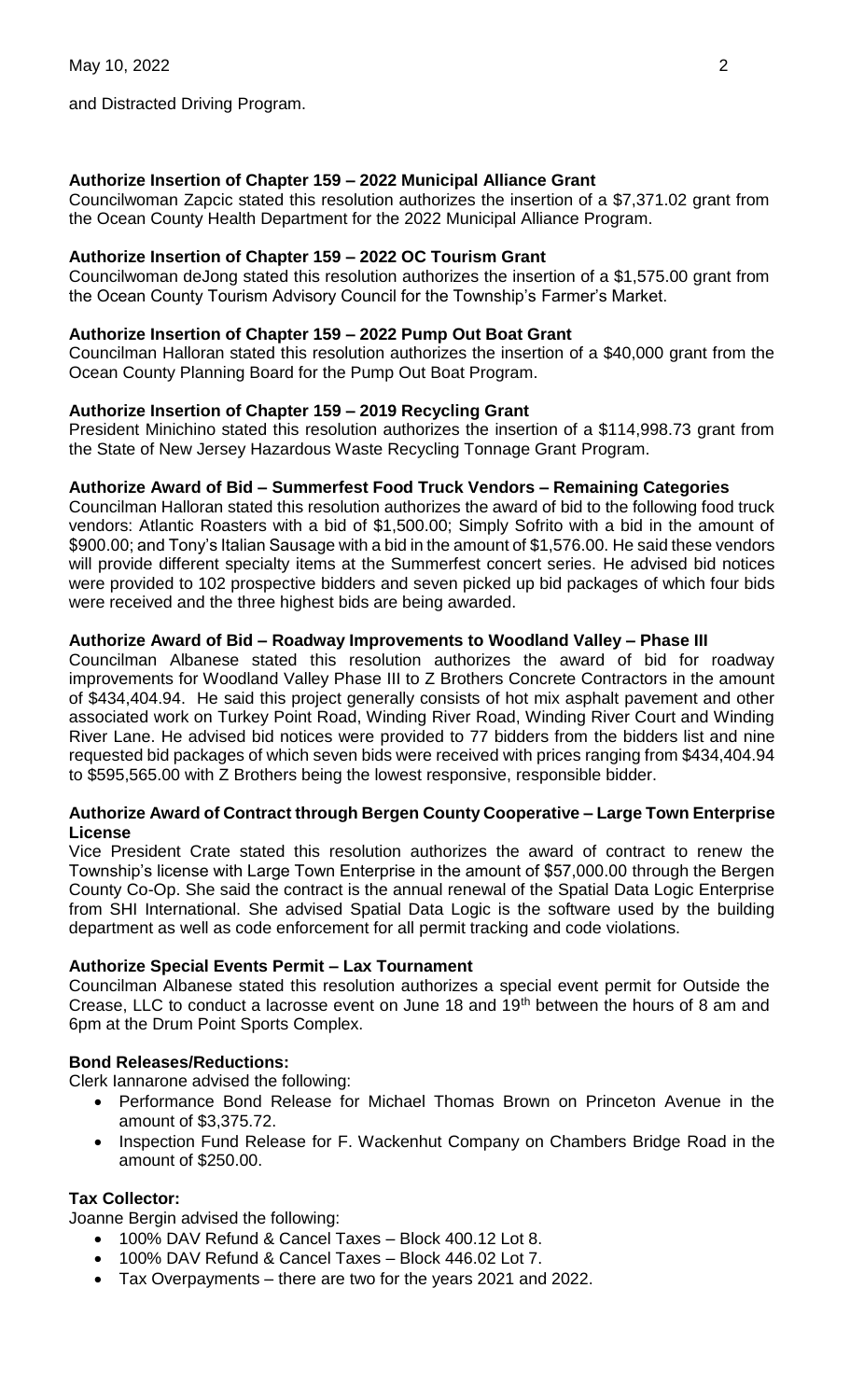and Distracted Driving Program.

**Authorize Insertion of Chapter 159 – 2022 Municipal Alliance Grant**
Councilwoman Zapcic stated this resolution authorizes the insertion of a $7,371.02 grant from the Ocean County Health Department for the 2022 Municipal Alliance Program.

**Authorize Insertion of Chapter 159 – 2022 OC Tourism Grant**
Councilwoman deJong stated this resolution authorizes the insertion of a $1,575.00 grant from the Ocean County Tourism Advisory Council for the Township's Farmer's Market.

**Authorize Insertion of Chapter 159 – 2022 Pump Out Boat Grant**
Councilman Halloran stated this resolution authorizes the insertion of a $40,000 grant from the Ocean County Planning Board for the Pump Out Boat Program.

**Authorize Insertion of Chapter 159 – 2019 Recycling Grant**
President Minichino stated this resolution authorizes the insertion of a $114,998.73 grant from the State of New Jersey Hazardous Waste Recycling Tonnage Grant Program.

**Authorize Award of Bid – Summerfest Food Truck Vendors – Remaining Categories**
Councilman Halloran stated this resolution authorizes the award of bid to the following food truck vendors: Atlantic Roasters with a bid of $1,500.00; Simply Sofrito with a bid in the amount of $900.00; and Tony's Italian Sausage with a bid in the amount of $1,576.00. He said these vendors will provide different specialty items at the Summerfest concert series. He advised bid notices were provided to 102 prospective bidders and seven picked up bid packages of which four bids were received and the three highest bids are being awarded.

**Authorize Award of Bid – Roadway Improvements to Woodland Valley – Phase III**
Councilman Albanese stated this resolution authorizes the award of bid for roadway improvements for Woodland Valley Phase III to Z Brothers Concrete Contractors in the amount of $434,404.94. He said this project generally consists of hot mix asphalt pavement and other associated work on Turkey Point Road, Winding River Road, Winding River Court and Winding River Lane. He advised bid notices were provided to 77 bidders from the bidders list and nine requested bid packages of which seven bids were received with prices ranging from $434,404.94 to $595,565.00 with Z Brothers being the lowest responsive, responsible bidder.

**Authorize Award of Contract through Bergen County Cooperative – Large Town Enterprise License**
Vice President Crate stated this resolution authorizes the award of contract to renew the Township's license with Large Town Enterprise in the amount of $57,000.00 through the Bergen County Co-Op. She said the contract is the annual renewal of the Spatial Data Logic Enterprise from SHI International. She advised Spatial Data Logic is the software used by the building department as well as code enforcement for all permit tracking and code violations.

**Authorize Special Events Permit – Lax Tournament**
Councilman Albanese stated this resolution authorizes a special event permit for Outside the Crease, LLC to conduct a lacrosse event on June 18 and 19th between the hours of 8 am and 6pm at the Drum Point Sports Complex.

**Bond Releases/Reductions:**
Clerk Iannarone advised the following:

- Performance Bond Release for Michael Thomas Brown on Princeton Avenue in the amount of $3,375.72.
- Inspection Fund Release for F. Wackenhut Company on Chambers Bridge Road in the amount of $250.00.

**Tax Collector:**
Joanne Bergin advised the following:

- 100% DAV Refund & Cancel Taxes – Block 400.12 Lot 8.
- 100% DAV Refund & Cancel Taxes – Block 446.02 Lot 7.
- Tax Overpayments – there are two for the years 2021 and 2022.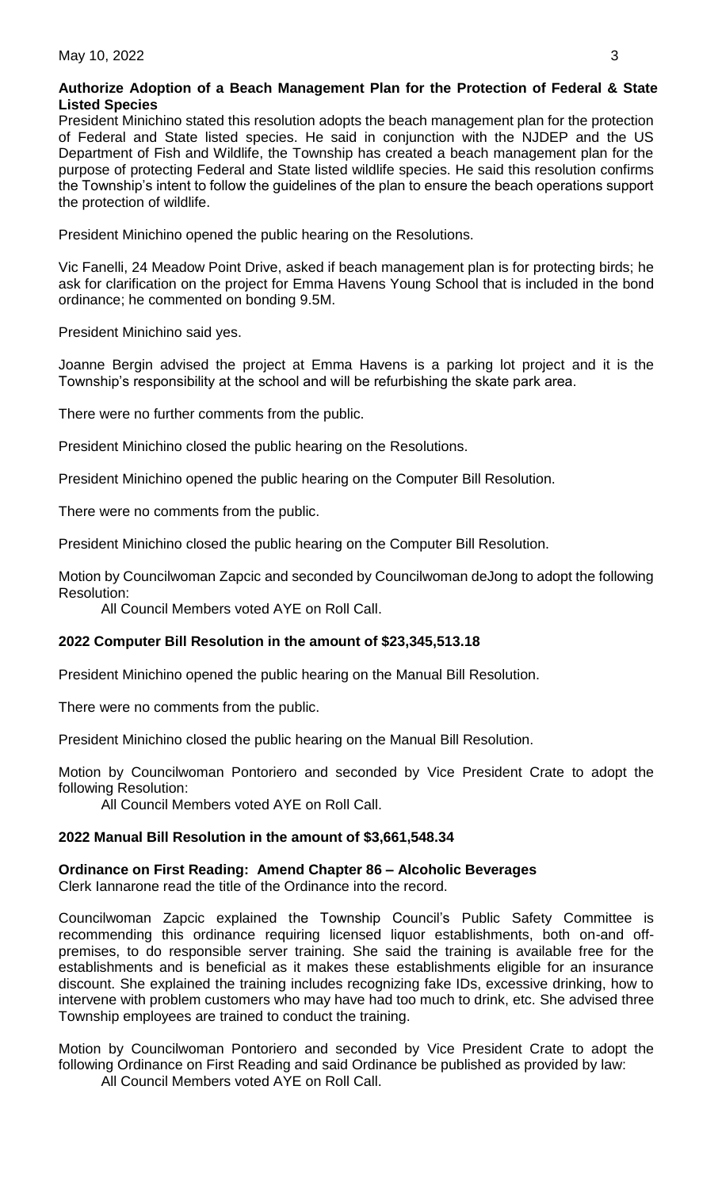**Authorize Adoption of a Beach Management Plan for the Protection of Federal & State Listed Species**

President Minichino stated this resolution adopts the beach management plan for the protection of Federal and State listed species. He said in conjunction with the NJDEP and the US Department of Fish and Wildlife, the Township has created a beach management plan for the purpose of protecting Federal and State listed wildlife species. He said this resolution confirms the Township's intent to follow the guidelines of the plan to ensure the beach operations support the protection of wildlife.

President Minichino opened the public hearing on the Resolutions.

Vic Fanelli, 24 Meadow Point Drive, asked if beach management plan is for protecting birds; he ask for clarification on the project for Emma Havens Young School that is included in the bond ordinance; he commented on bonding 9.5M.

President Minichino said yes.

Joanne Bergin advised the project at Emma Havens is a parking lot project and it is the Township's responsibility at the school and will be refurbishing the skate park area.

There were no further comments from the public.

President Minichino closed the public hearing on the Resolutions.

President Minichino opened the public hearing on the Computer Bill Resolution.

There were no comments from the public.

President Minichino closed the public hearing on the Computer Bill Resolution.

Motion by Councilwoman Zapcic and seconded by Councilwoman deJong to adopt the following Resolution:

All Council Members voted AYE on Roll Call.

**2022 Computer Bill Resolution in the amount of $23,345,513.18**

President Minichino opened the public hearing on the Manual Bill Resolution.

There were no comments from the public.

President Minichino closed the public hearing on the Manual Bill Resolution.

Motion by Councilwoman Pontoriero and seconded by Vice President Crate to adopt the following Resolution:

All Council Members voted AYE on Roll Call.

**2022 Manual Bill Resolution in the amount of $3,661,548.34**

**Ordinance on First Reading: Amend Chapter 86 – Alcoholic Beverages**

Clerk Iannarone read the title of the Ordinance into the record.

Councilwoman Zapcic explained the Township Council's Public Safety Committee is recommending this ordinance requiring licensed liquor establishments, both on-and off-premises, to do responsible server training. She said the training is available free for the establishments and is beneficial as it makes these establishments eligible for an insurance discount. She explained the training includes recognizing fake IDs, excessive drinking, how to intervene with problem customers who may have had too much to drink, etc. She advised three Township employees are trained to conduct the training.

Motion by Councilwoman Pontoriero and seconded by Vice President Crate to adopt the following Ordinance on First Reading and said Ordinance be published as provided by law:

All Council Members voted AYE on Roll Call.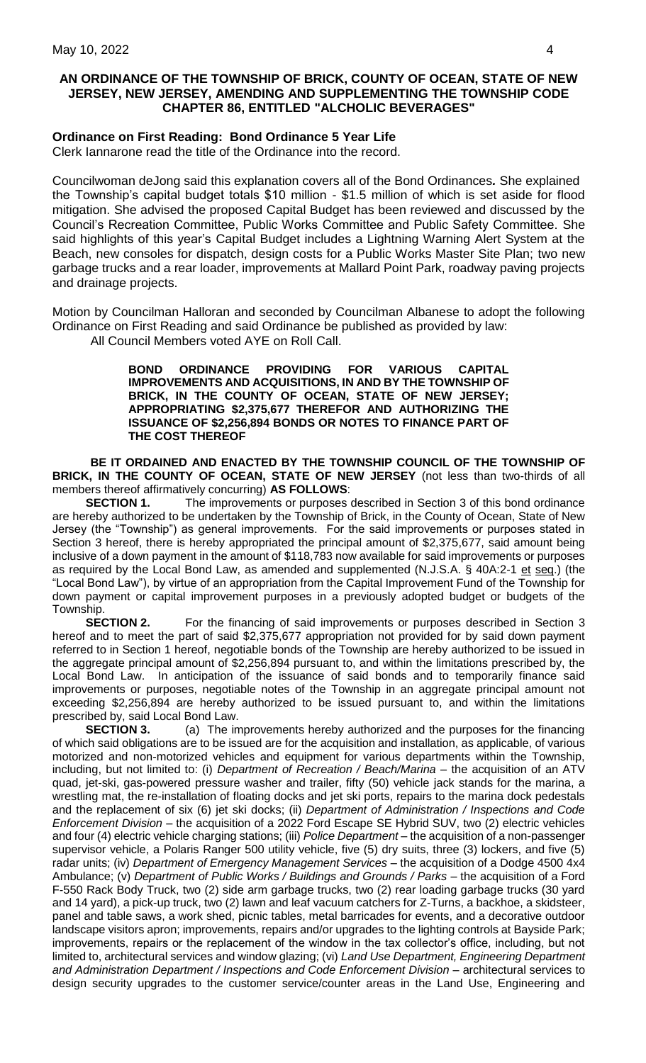**AN ORDINANCE OF THE TOWNSHIP OF BRICK, COUNTY OF OCEAN, STATE OF NEW JERSEY, NEW JERSEY, AMENDING AND SUPPLEMENTING THE TOWNSHIP CODE CHAPTER 86, ENTITLED "ALCHOLIC BEVERAGES"**

**Ordinance on First Reading: Bond Ordinance 5 Year Life**

Clerk Iannarone read the title of the Ordinance into the record.

Councilwoman deJong said this explanation covers all of the Bond Ordinances**.** She explained the Township's capital budget totals $10 million - $1.5 million of which is set aside for flood mitigation. She advised the proposed Capital Budget has been reviewed and discussed by the Council's Recreation Committee, Public Works Committee and Public Safety Committee. She said highlights of this year's Capital Budget includes a Lightning Warning Alert System at the Beach, new consoles for dispatch, design costs for a Public Works Master Site Plan; two new garbage trucks and a rear loader, improvements at Mallard Point Park, roadway paving projects and drainage projects.

Motion by Councilman Halloran and seconded by Councilman Albanese to adopt the following Ordinance on First Reading and said Ordinance be published as provided by law:

All Council Members voted AYE on Roll Call.

**BOND ORDINANCE PROVIDING FOR VARIOUS CAPITAL IMPROVEMENTS AND ACQUISITIONS, IN AND BY THE TOWNSHIP OF BRICK, IN THE COUNTY OF OCEAN, STATE OF NEW JERSEY; APPROPRIATING $2,375,677 THEREFOR AND AUTHORIZING THE ISSUANCE OF $2,256,894 BONDS OR NOTES TO FINANCE PART OF THE COST THEREOF**

**BE IT ORDAINED AND ENACTED BY THE TOWNSHIP COUNCIL OF THE TOWNSHIP OF BRICK, IN THE COUNTY OF OCEAN, STATE OF NEW JERSEY** (not less than two-thirds of all members thereof affirmatively concurring) **AS FOLLOWS**:

**SECTION 1.** The improvements or purposes described in Section 3 of this bond ordinance are hereby authorized to be undertaken by the Township of Brick, in the County of Ocean, State of New Jersey (the "Township") as general improvements. For the said improvements or purposes stated in Section 3 hereof, there is hereby appropriated the principal amount of $2,375,677, said amount being inclusive of a down payment in the amount of $118,783 now available for said improvements or purposes as required by the Local Bond Law, as amended and supplemented (N.J.S.A. § 40A:2-1 et seq.) (the "Local Bond Law"), by virtue of an appropriation from the Capital Improvement Fund of the Township for down payment or capital improvement purposes in a previously adopted budget or budgets of the Township.

**SECTION 2.** For the financing of said improvements or purposes described in Section 3 hereof and to meet the part of said $2,375,677 appropriation not provided for by said down payment referred to in Section 1 hereof, negotiable bonds of the Township are hereby authorized to be issued in the aggregate principal amount of $2,256,894 pursuant to, and within the limitations prescribed by, the Local Bond Law. In anticipation of the issuance of said bonds and to temporarily finance said improvements or purposes, negotiable notes of the Township in an aggregate principal amount not exceeding $2,256,894 are hereby authorized to be issued pursuant to, and within the limitations prescribed by, said Local Bond Law.

**SECTION 3.** (a) The improvements hereby authorized and the purposes for the financing of which said obligations are to be issued are for the acquisition and installation, as applicable, of various motorized and non-motorized vehicles and equipment for various departments within the Township, including, but not limited to: (i) *Department of Recreation / Beach/Marina* – the acquisition of an ATV quad, jet-ski, gas-powered pressure washer and trailer, fifty (50) vehicle jack stands for the marina, a wrestling mat, the re-installation of floating docks and jet ski ports, repairs to the marina dock pedestals and the replacement of six (6) jet ski docks; (ii) *Department of Administration / Inspections and Code Enforcement Division* – the acquisition of a 2022 Ford Escape SE Hybrid SUV, two (2) electric vehicles and four (4) electric vehicle charging stations; (iii) *Police Department* – the acquisition of a non-passenger supervisor vehicle, a Polaris Ranger 500 utility vehicle, five (5) dry suits, three (3) lockers, and five (5) radar units; (iv) *Department of Emergency Management Services* – the acquisition of a Dodge 4500 4x4 Ambulance; (v) *Department of Public Works / Buildings and Grounds / Parks* – the acquisition of a Ford F-550 Rack Body Truck, two (2) side arm garbage trucks, two (2) rear loading garbage trucks (30 yard and 14 yard), a pick-up truck, two (2) lawn and leaf vacuum catchers for Z-Turns, a backhoe, a skidsteer, panel and table saws, a work shed, picnic tables, metal barricades for events, and a decorative outdoor landscape visitors apron; improvements, repairs and/or upgrades to the lighting controls at Bayside Park; improvements, repairs or the replacement of the window in the tax collector's office, including, but not limited to, architectural services and window glazing; (vi) *Land Use Department, Engineering Department and Administration Department / Inspections and Code Enforcement Division* – architectural services to design security upgrades to the customer service/counter areas in the Land Use, Engineering and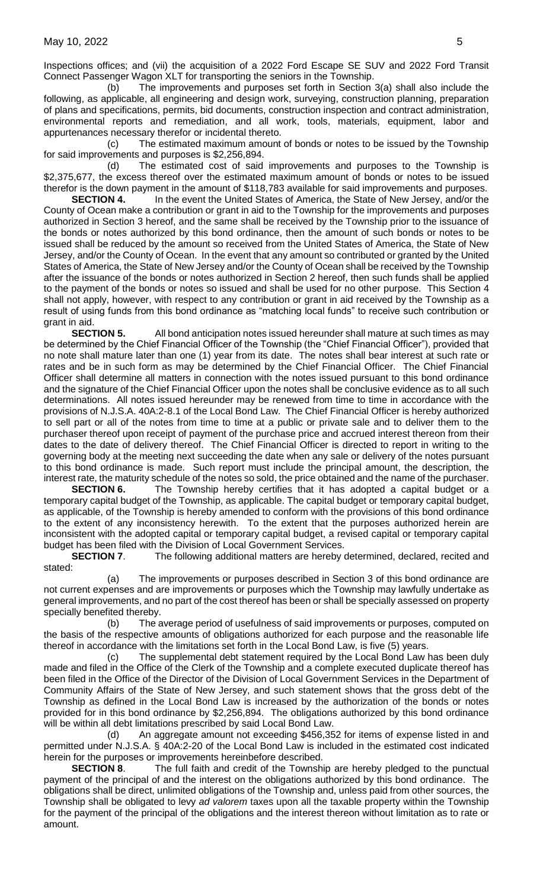Inspections offices; and (vii) the acquisition of a 2022 Ford Escape SE SUV and 2022 Ford Transit Connect Passenger Wagon XLT for transporting the seniors in the Township.

(b) The improvements and purposes set forth in Section 3(a) shall also include the following, as applicable, all engineering and design work, surveying, construction planning, preparation of plans and specifications, permits, bid documents, construction inspection and contract administration, environmental reports and remediation, and all work, tools, materials, equipment, labor and appurtenances necessary therefor or incidental thereto.

(c) The estimated maximum amount of bonds or notes to be issued by the Township for said improvements and purposes is $2,256,894.

(d) The estimated cost of said improvements and purposes to the Township is $2,375,677, the excess thereof over the estimated maximum amount of bonds or notes to be issued therefor is the down payment in the amount of $118,783 available for said improvements and purposes.

**SECTION 4.** In the event the United States of America, the State of New Jersey, and/or the County of Ocean make a contribution or grant in aid to the Township for the improvements and purposes authorized in Section 3 hereof, and the same shall be received by the Township prior to the issuance of the bonds or notes authorized by this bond ordinance, then the amount of such bonds or notes to be issued shall be reduced by the amount so received from the United States of America, the State of New Jersey, and/or the County of Ocean. In the event that any amount so contributed or granted by the United States of America, the State of New Jersey and/or the County of Ocean shall be received by the Township after the issuance of the bonds or notes authorized in Section 2 hereof, then such funds shall be applied to the payment of the bonds or notes so issued and shall be used for no other purpose. This Section 4 shall not apply, however, with respect to any contribution or grant in aid received by the Township as a result of using funds from this bond ordinance as "matching local funds" to receive such contribution or grant in aid.

**SECTION 5.** All bond anticipation notes issued hereunder shall mature at such times as may be determined by the Chief Financial Officer of the Township (the "Chief Financial Officer"), provided that no note shall mature later than one (1) year from its date. The notes shall bear interest at such rate or rates and be in such form as may be determined by the Chief Financial Officer. The Chief Financial Officer shall determine all matters in connection with the notes issued pursuant to this bond ordinance and the signature of the Chief Financial Officer upon the notes shall be conclusive evidence as to all such determinations. All notes issued hereunder may be renewed from time to time in accordance with the provisions of N.J.S.A. 40A:2-8.1 of the Local Bond Law. The Chief Financial Officer is hereby authorized to sell part or all of the notes from time to time at a public or private sale and to deliver them to the purchaser thereof upon receipt of payment of the purchase price and accrued interest thereon from their dates to the date of delivery thereof. The Chief Financial Officer is directed to report in writing to the governing body at the meeting next succeeding the date when any sale or delivery of the notes pursuant to this bond ordinance is made. Such report must include the principal amount, the description, the interest rate, the maturity schedule of the notes so sold, the price obtained and the name of the purchaser.

**SECTION 6.** The Township hereby certifies that it has adopted a capital budget or a temporary capital budget of the Township, as applicable. The capital budget or temporary capital budget, as applicable, of the Township is hereby amended to conform with the provisions of this bond ordinance to the extent of any inconsistency herewith. To the extent that the purposes authorized herein are inconsistent with the adopted capital or temporary capital budget, a revised capital or temporary capital budget has been filed with the Division of Local Government Services.

**SECTION 7**. The following additional matters are hereby determined, declared, recited and stated:

(a) The improvements or purposes described in Section 3 of this bond ordinance are not current expenses and are improvements or purposes which the Township may lawfully undertake as general improvements, and no part of the cost thereof has been or shall be specially assessed on property specially benefited thereby.

(b) The average period of usefulness of said improvements or purposes, computed on the basis of the respective amounts of obligations authorized for each purpose and the reasonable life thereof in accordance with the limitations set forth in the Local Bond Law, is five (5) years.

(c) The supplemental debt statement required by the Local Bond Law has been duly made and filed in the Office of the Clerk of the Township and a complete executed duplicate thereof has been filed in the Office of the Director of the Division of Local Government Services in the Department of Community Affairs of the State of New Jersey, and such statement shows that the gross debt of the Township as defined in the Local Bond Law is increased by the authorization of the bonds or notes provided for in this bond ordinance by $2,256,894. The obligations authorized by this bond ordinance will be within all debt limitations prescribed by said Local Bond Law.

(d) An aggregate amount not exceeding $456,352 for items of expense listed in and permitted under N.J.S.A. § 40A:2-20 of the Local Bond Law is included in the estimated cost indicated herein for the purposes or improvements hereinbefore described.

**SECTION 8**. The full faith and credit of the Township are hereby pledged to the punctual payment of the principal of and the interest on the obligations authorized by this bond ordinance. The obligations shall be direct, unlimited obligations of the Township and, unless paid from other sources, the Township shall be obligated to levy *ad valorem* taxes upon all the taxable property within the Township for the payment of the principal of the obligations and the interest thereon without limitation as to rate or amount.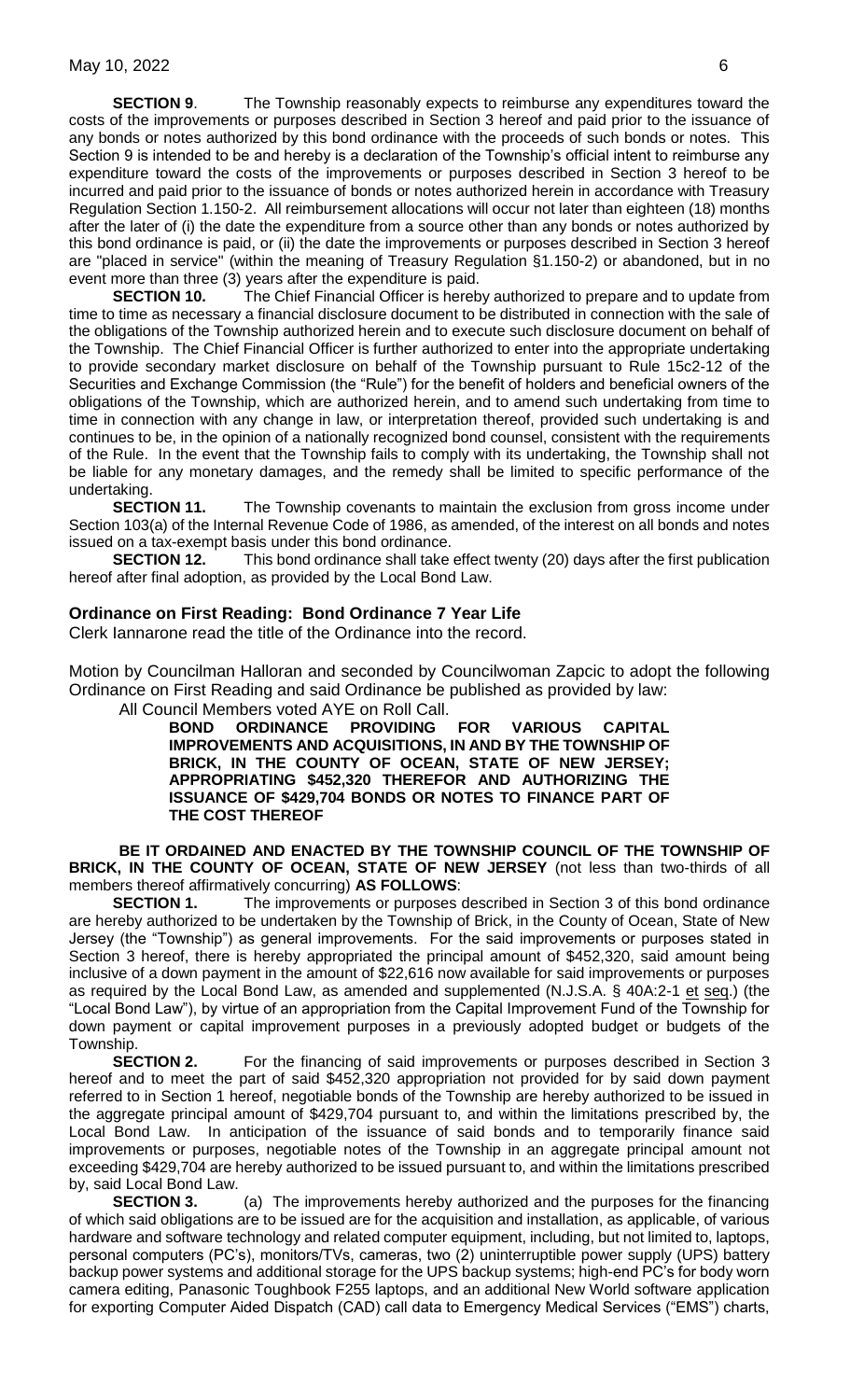**SECTION 9**. The Township reasonably expects to reimburse any expenditures toward the costs of the improvements or purposes described in Section 3 hereof and paid prior to the issuance of any bonds or notes authorized by this bond ordinance with the proceeds of such bonds or notes. This Section 9 is intended to be and hereby is a declaration of the Township's official intent to reimburse any expenditure toward the costs of the improvements or purposes described in Section 3 hereof to be incurred and paid prior to the issuance of bonds or notes authorized herein in accordance with Treasury Regulation Section 1.150-2. All reimbursement allocations will occur not later than eighteen (18) months after the later of (i) the date the expenditure from a source other than any bonds or notes authorized by this bond ordinance is paid, or (ii) the date the improvements or purposes described in Section 3 hereof are "placed in service" (within the meaning of Treasury Regulation §1.150-2) or abandoned, but in no event more than three (3) years after the expenditure is paid.

**SECTION 10.** The Chief Financial Officer is hereby authorized to prepare and to update from time to time as necessary a financial disclosure document to be distributed in connection with the sale of the obligations of the Township authorized herein and to execute such disclosure document on behalf of the Township. The Chief Financial Officer is further authorized to enter into the appropriate undertaking to provide secondary market disclosure on behalf of the Township pursuant to Rule 15c2-12 of the Securities and Exchange Commission (the "Rule") for the benefit of holders and beneficial owners of the obligations of the Township, which are authorized herein, and to amend such undertaking from time to time in connection with any change in law, or interpretation thereof, provided such undertaking is and continues to be, in the opinion of a nationally recognized bond counsel, consistent with the requirements of the Rule. In the event that the Township fails to comply with its undertaking, the Township shall not be liable for any monetary damages, and the remedy shall be limited to specific performance of the undertaking.

**SECTION 11.** The Township covenants to maintain the exclusion from gross income under Section 103(a) of the Internal Revenue Code of 1986, as amended, of the interest on all bonds and notes issued on a tax-exempt basis under this bond ordinance.

**SECTION 12.** This bond ordinance shall take effect twenty (20) days after the first publication hereof after final adoption, as provided by the Local Bond Law.

**Ordinance on First Reading: Bond Ordinance 7 Year Life**

Clerk Iannarone read the title of the Ordinance into the record.

Motion by Councilman Halloran and seconded by Councilwoman Zapcic to adopt the following Ordinance on First Reading and said Ordinance be published as provided by law:

All Council Members voted AYE on Roll Call.

**BOND ORDINANCE PROVIDING FOR VARIOUS CAPITAL IMPROVEMENTS AND ACQUISITIONS, IN AND BY THE TOWNSHIP OF BRICK, IN THE COUNTY OF OCEAN, STATE OF NEW JERSEY; APPROPRIATING $452,320 THEREFOR AND AUTHORIZING THE ISSUANCE OF $429,704 BONDS OR NOTES TO FINANCE PART OF THE COST THEREOF**

**BE IT ORDAINED AND ENACTED BY THE TOWNSHIP COUNCIL OF THE TOWNSHIP OF BRICK, IN THE COUNTY OF OCEAN, STATE OF NEW JERSEY** (not less than two-thirds of all members thereof affirmatively concurring) **AS FOLLOWS**:

**SECTION 1.** The improvements or purposes described in Section 3 of this bond ordinance are hereby authorized to be undertaken by the Township of Brick, in the County of Ocean, State of New Jersey (the "Township") as general improvements. For the said improvements or purposes stated in Section 3 hereof, there is hereby appropriated the principal amount of $452,320, said amount being inclusive of a down payment in the amount of $22,616 now available for said improvements or purposes as required by the Local Bond Law, as amended and supplemented (N.J.S.A. § 40A:2-1 et seq.) (the "Local Bond Law"), by virtue of an appropriation from the Capital Improvement Fund of the Township for down payment or capital improvement purposes in a previously adopted budget or budgets of the Township.

**SECTION 2.** For the financing of said improvements or purposes described in Section 3 hereof and to meet the part of said $452,320 appropriation not provided for by said down payment referred to in Section 1 hereof, negotiable bonds of the Township are hereby authorized to be issued in the aggregate principal amount of $429,704 pursuant to, and within the limitations prescribed by, the Local Bond Law. In anticipation of the issuance of said bonds and to temporarily finance said improvements or purposes, negotiable notes of the Township in an aggregate principal amount not exceeding $429,704 are hereby authorized to be issued pursuant to, and within the limitations prescribed by, said Local Bond Law.

**SECTION 3.** (a) The improvements hereby authorized and the purposes for the financing of which said obligations are to be issued are for the acquisition and installation, as applicable, of various hardware and software technology and related computer equipment, including, but not limited to, laptops, personal computers (PC's), monitors/TVs, cameras, two (2) uninterruptible power supply (UPS) battery backup power systems and additional storage for the UPS backup systems; high-end PC's for body worn camera editing, Panasonic Toughbook F255 laptops, and an additional New World software application for exporting Computer Aided Dispatch (CAD) call data to Emergency Medical Services ("EMS") charts,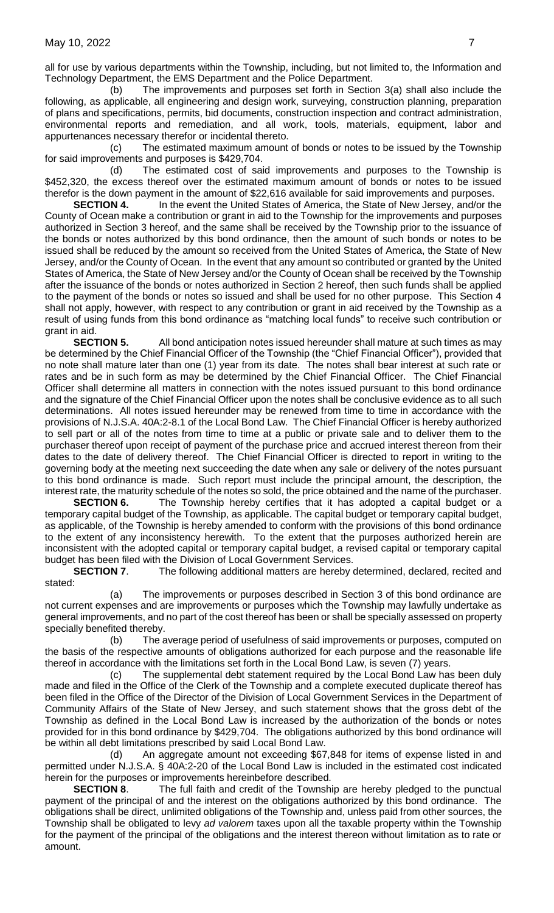all for use by various departments within the Township, including, but not limited to, the Information and Technology Department, the EMS Department and the Police Department.

(b) The improvements and purposes set forth in Section 3(a) shall also include the following, as applicable, all engineering and design work, surveying, construction planning, preparation of plans and specifications, permits, bid documents, construction inspection and contract administration, environmental reports and remediation, and all work, tools, materials, equipment, labor and appurtenances necessary therefor or incidental thereto.

(c) The estimated maximum amount of bonds or notes to be issued by the Township for said improvements and purposes is $429,704.

(d) The estimated cost of said improvements and purposes to the Township is $452,320, the excess thereof over the estimated maximum amount of bonds or notes to be issued therefor is the down payment in the amount of $22,616 available for said improvements and purposes.

**SECTION 4.** In the event the United States of America, the State of New Jersey, and/or the County of Ocean make a contribution or grant in aid to the Township for the improvements and purposes authorized in Section 3 hereof, and the same shall be received by the Township prior to the issuance of the bonds or notes authorized by this bond ordinance, then the amount of such bonds or notes to be issued shall be reduced by the amount so received from the United States of America, the State of New Jersey, and/or the County of Ocean. In the event that any amount so contributed or granted by the United States of America, the State of New Jersey and/or the County of Ocean shall be received by the Township after the issuance of the bonds or notes authorized in Section 2 hereof, then such funds shall be applied to the payment of the bonds or notes so issued and shall be used for no other purpose. This Section 4 shall not apply, however, with respect to any contribution or grant in aid received by the Township as a result of using funds from this bond ordinance as "matching local funds" to receive such contribution or grant in aid.

**SECTION 5.** All bond anticipation notes issued hereunder shall mature at such times as may be determined by the Chief Financial Officer of the Township (the "Chief Financial Officer"), provided that no note shall mature later than one (1) year from its date. The notes shall bear interest at such rate or rates and be in such form as may be determined by the Chief Financial Officer. The Chief Financial Officer shall determine all matters in connection with the notes issued pursuant to this bond ordinance and the signature of the Chief Financial Officer upon the notes shall be conclusive evidence as to all such determinations. All notes issued hereunder may be renewed from time to time in accordance with the provisions of N.J.S.A. 40A:2-8.1 of the Local Bond Law. The Chief Financial Officer is hereby authorized to sell part or all of the notes from time to time at a public or private sale and to deliver them to the purchaser thereof upon receipt of payment of the purchase price and accrued interest thereon from their dates to the date of delivery thereof. The Chief Financial Officer is directed to report in writing to the governing body at the meeting next succeeding the date when any sale or delivery of the notes pursuant to this bond ordinance is made. Such report must include the principal amount, the description, the interest rate, the maturity schedule of the notes so sold, the price obtained and the name of the purchaser.

**SECTION 6.** The Township hereby certifies that it has adopted a capital budget or a temporary capital budget of the Township, as applicable. The capital budget or temporary capital budget, as applicable, of the Township is hereby amended to conform with the provisions of this bond ordinance to the extent of any inconsistency herewith. To the extent that the purposes authorized herein are inconsistent with the adopted capital or temporary capital budget, a revised capital or temporary capital budget has been filed with the Division of Local Government Services.

**SECTION 7**. The following additional matters are hereby determined, declared, recited and stated:

(a) The improvements or purposes described in Section 3 of this bond ordinance are not current expenses and are improvements or purposes which the Township may lawfully undertake as general improvements, and no part of the cost thereof has been or shall be specially assessed on property specially benefited thereby.

(b) The average period of usefulness of said improvements or purposes, computed on the basis of the respective amounts of obligations authorized for each purpose and the reasonable life thereof in accordance with the limitations set forth in the Local Bond Law, is seven (7) years.

(c) The supplemental debt statement required by the Local Bond Law has been duly made and filed in the Office of the Clerk of the Township and a complete executed duplicate thereof has been filed in the Office of the Director of the Division of Local Government Services in the Department of Community Affairs of the State of New Jersey, and such statement shows that the gross debt of the Township as defined in the Local Bond Law is increased by the authorization of the bonds or notes provided for in this bond ordinance by $429,704. The obligations authorized by this bond ordinance will be within all debt limitations prescribed by said Local Bond Law.

(d) An aggregate amount not exceeding $67,848 for items of expense listed in and permitted under N.J.S.A. § 40A:2-20 of the Local Bond Law is included in the estimated cost indicated herein for the purposes or improvements hereinbefore described.

**SECTION 8**. The full faith and credit of the Township are hereby pledged to the punctual payment of the principal of and the interest on the obligations authorized by this bond ordinance. The obligations shall be direct, unlimited obligations of the Township and, unless paid from other sources, the Township shall be obligated to levy *ad valorem* taxes upon all the taxable property within the Township for the payment of the principal of the obligations and the interest thereon without limitation as to rate or amount.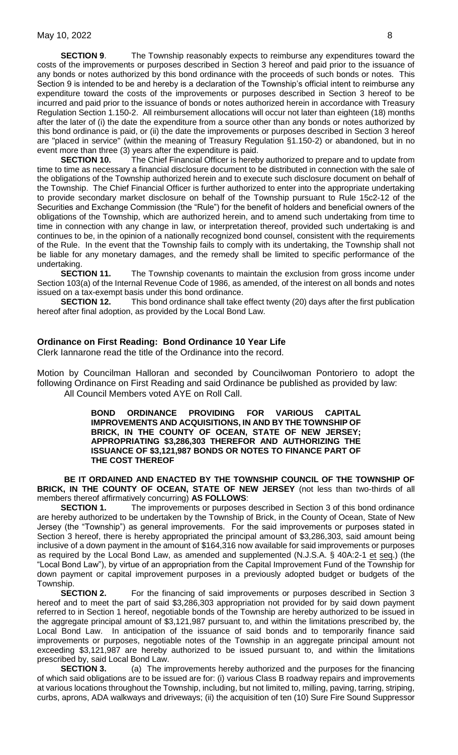**SECTION 9**. The Township reasonably expects to reimburse any expenditures toward the costs of the improvements or purposes described in Section 3 hereof and paid prior to the issuance of any bonds or notes authorized by this bond ordinance with the proceeds of such bonds or notes. This Section 9 is intended to be and hereby is a declaration of the Township's official intent to reimburse any expenditure toward the costs of the improvements or purposes described in Section 3 hereof to be incurred and paid prior to the issuance of bonds or notes authorized herein in accordance with Treasury Regulation Section 1.150-2. All reimbursement allocations will occur not later than eighteen (18) months after the later of (i) the date the expenditure from a source other than any bonds or notes authorized by this bond ordinance is paid, or (ii) the date the improvements or purposes described in Section 3 hereof are "placed in service" (within the meaning of Treasury Regulation §1.150-2) or abandoned, but in no event more than three (3) years after the expenditure is paid.

**SECTION 10.** The Chief Financial Officer is hereby authorized to prepare and to update from time to time as necessary a financial disclosure document to be distributed in connection with the sale of the obligations of the Township authorized herein and to execute such disclosure document on behalf of the Township. The Chief Financial Officer is further authorized to enter into the appropriate undertaking to provide secondary market disclosure on behalf of the Township pursuant to Rule 15c2-12 of the Securities and Exchange Commission (the "Rule") for the benefit of holders and beneficial owners of the obligations of the Township, which are authorized herein, and to amend such undertaking from time to time in connection with any change in law, or interpretation thereof, provided such undertaking is and continues to be, in the opinion of a nationally recognized bond counsel, consistent with the requirements of the Rule. In the event that the Township fails to comply with its undertaking, the Township shall not be liable for any monetary damages, and the remedy shall be limited to specific performance of the undertaking.

**SECTION 11.** The Township covenants to maintain the exclusion from gross income under Section 103(a) of the Internal Revenue Code of 1986, as amended, of the interest on all bonds and notes issued on a tax-exempt basis under this bond ordinance.

**SECTION 12.** This bond ordinance shall take effect twenty (20) days after the first publication hereof after final adoption, as provided by the Local Bond Law.

**Ordinance on First Reading: Bond Ordinance 10 Year Life**

Clerk Iannarone read the title of the Ordinance into the record.

Motion by Councilman Halloran and seconded by Councilwoman Pontoriero to adopt the following Ordinance on First Reading and said Ordinance be published as provided by law:

All Council Members voted AYE on Roll Call.

**BOND ORDINANCE PROVIDING FOR VARIOUS CAPITAL IMPROVEMENTS AND ACQUISITIONS, IN AND BY THE TOWNSHIP OF BRICK, IN THE COUNTY OF OCEAN, STATE OF NEW JERSEY; APPROPRIATING $3,286,303 THEREFOR AND AUTHORIZING THE ISSUANCE OF $3,121,987 BONDS OR NOTES TO FINANCE PART OF THE COST THEREOF**

**BE IT ORDAINED AND ENACTED BY THE TOWNSHIP COUNCIL OF THE TOWNSHIP OF BRICK, IN THE COUNTY OF OCEAN, STATE OF NEW JERSEY** (not less than two-thirds of all members thereof affirmatively concurring) **AS FOLLOWS**:

**SECTION 1.** The improvements or purposes described in Section 3 of this bond ordinance are hereby authorized to be undertaken by the Township of Brick, in the County of Ocean, State of New Jersey (the "Township") as general improvements. For the said improvements or purposes stated in Section 3 hereof, there is hereby appropriated the principal amount of $3,286,303, said amount being inclusive of a down payment in the amount of $164,316 now available for said improvements or purposes as required by the Local Bond Law, as amended and supplemented (N.J.S.A. § 40A:2-1 et seq.) (the "Local Bond Law"), by virtue of an appropriation from the Capital Improvement Fund of the Township for down payment or capital improvement purposes in a previously adopted budget or budgets of the Township.

**SECTION 2.** For the financing of said improvements or purposes described in Section 3 hereof and to meet the part of said $3,286,303 appropriation not provided for by said down payment referred to in Section 1 hereof, negotiable bonds of the Township are hereby authorized to be issued in the aggregate principal amount of $3,121,987 pursuant to, and within the limitations prescribed by, the Local Bond Law. In anticipation of the issuance of said bonds and to temporarily finance said improvements or purposes, negotiable notes of the Township in an aggregate principal amount not exceeding $3,121,987 are hereby authorized to be issued pursuant to, and within the limitations prescribed by, said Local Bond Law.

**SECTION 3.** (a) The improvements hereby authorized and the purposes for the financing of which said obligations are to be issued are for: (i) various Class B roadway repairs and improvements at various locations throughout the Township, including, but not limited to, milling, paving, tarring, striping, curbs, aprons, ADA walkways and driveways; (ii) the acquisition of ten (10) Sure Fire Sound Suppressor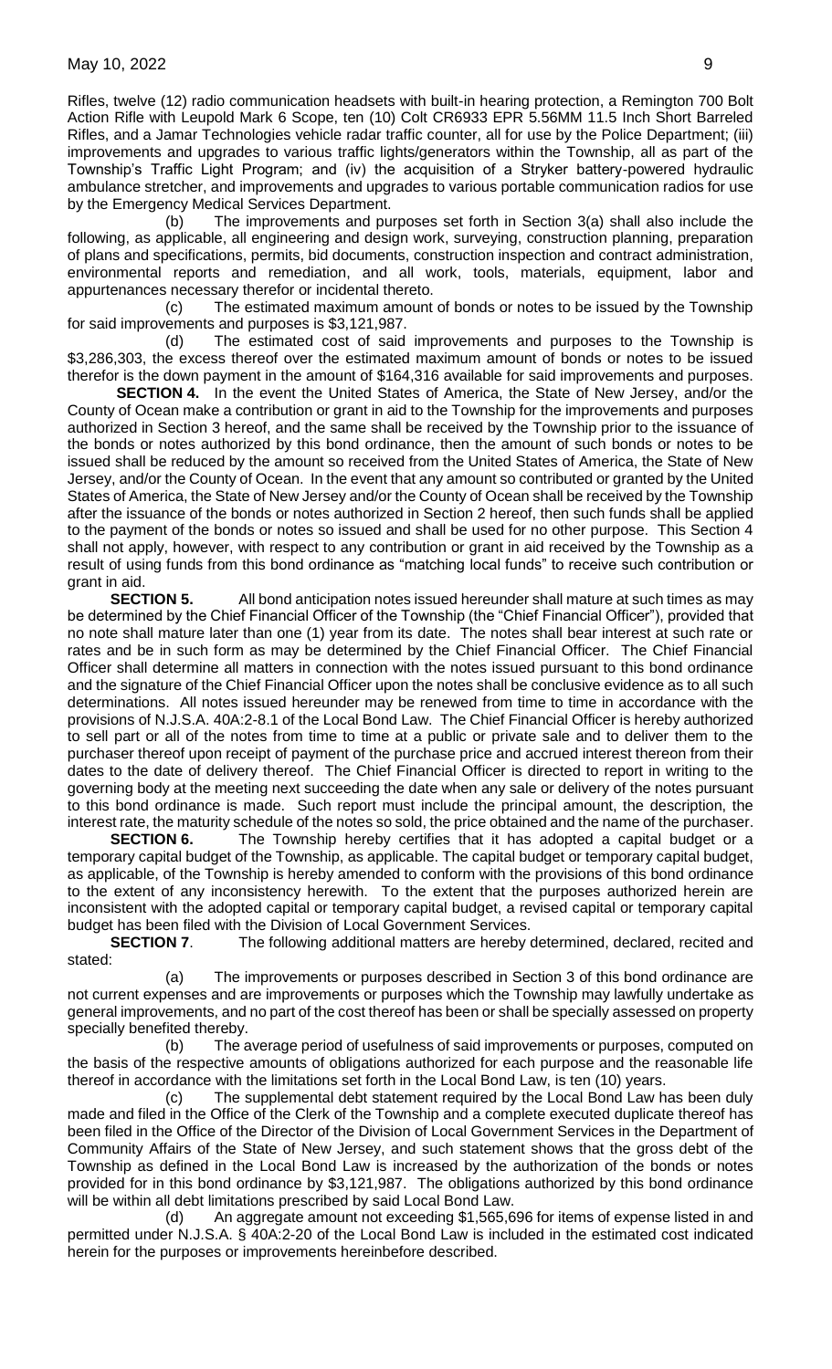Rifles, twelve (12) radio communication headsets with built-in hearing protection, a Remington 700 Bolt Action Rifle with Leupold Mark 6 Scope, ten (10) Colt CR6933 EPR 5.56MM 11.5 Inch Short Barreled Rifles, and a Jamar Technologies vehicle radar traffic counter, all for use by the Police Department; (iii) improvements and upgrades to various traffic lights/generators within the Township, all as part of the Township's Traffic Light Program; and (iv) the acquisition of a Stryker battery-powered hydraulic ambulance stretcher, and improvements and upgrades to various portable communication radios for use by the Emergency Medical Services Department.

(b) The improvements and purposes set forth in Section 3(a) shall also include the following, as applicable, all engineering and design work, surveying, construction planning, preparation of plans and specifications, permits, bid documents, construction inspection and contract administration, environmental reports and remediation, and all work, tools, materials, equipment, labor and appurtenances necessary therefor or incidental thereto.

(c) The estimated maximum amount of bonds or notes to be issued by the Township for said improvements and purposes is $3,121,987.

(d) The estimated cost of said improvements and purposes to the Township is $3,286,303, the excess thereof over the estimated maximum amount of bonds or notes to be issued therefor is the down payment in the amount of $164,316 available for said improvements and purposes.

**SECTION 4.** In the event the United States of America, the State of New Jersey, and/or the County of Ocean make a contribution or grant in aid to the Township for the improvements and purposes authorized in Section 3 hereof, and the same shall be received by the Township prior to the issuance of the bonds or notes authorized by this bond ordinance, then the amount of such bonds or notes to be issued shall be reduced by the amount so received from the United States of America, the State of New Jersey, and/or the County of Ocean. In the event that any amount so contributed or granted by the United States of America, the State of New Jersey and/or the County of Ocean shall be received by the Township after the issuance of the bonds or notes authorized in Section 2 hereof, then such funds shall be applied to the payment of the bonds or notes so issued and shall be used for no other purpose. This Section 4 shall not apply, however, with respect to any contribution or grant in aid received by the Township as a result of using funds from this bond ordinance as "matching local funds" to receive such contribution or grant in aid.

**SECTION 5.** All bond anticipation notes issued hereunder shall mature at such times as may be determined by the Chief Financial Officer of the Township (the "Chief Financial Officer"), provided that no note shall mature later than one (1) year from its date. The notes shall bear interest at such rate or rates and be in such form as may be determined by the Chief Financial Officer. The Chief Financial Officer shall determine all matters in connection with the notes issued pursuant to this bond ordinance and the signature of the Chief Financial Officer upon the notes shall be conclusive evidence as to all such determinations. All notes issued hereunder may be renewed from time to time in accordance with the provisions of N.J.S.A. 40A:2-8.1 of the Local Bond Law. The Chief Financial Officer is hereby authorized to sell part or all of the notes from time to time at a public or private sale and to deliver them to the purchaser thereof upon receipt of payment of the purchase price and accrued interest thereon from their dates to the date of delivery thereof. The Chief Financial Officer is directed to report in writing to the governing body at the meeting next succeeding the date when any sale or delivery of the notes pursuant to this bond ordinance is made. Such report must include the principal amount, the description, the interest rate, the maturity schedule of the notes so sold, the price obtained and the name of the purchaser.

**SECTION 6.** The Township hereby certifies that it has adopted a capital budget or a temporary capital budget of the Township, as applicable. The capital budget or temporary capital budget, as applicable, of the Township is hereby amended to conform with the provisions of this bond ordinance to the extent of any inconsistency herewith. To the extent that the purposes authorized herein are inconsistent with the adopted capital or temporary capital budget, a revised capital or temporary capital budget has been filed with the Division of Local Government Services.

**SECTION 7**. The following additional matters are hereby determined, declared, recited and stated:

(a) The improvements or purposes described in Section 3 of this bond ordinance are not current expenses and are improvements or purposes which the Township may lawfully undertake as general improvements, and no part of the cost thereof has been or shall be specially assessed on property specially benefited thereby.

(b) The average period of usefulness of said improvements or purposes, computed on the basis of the respective amounts of obligations authorized for each purpose and the reasonable life thereof in accordance with the limitations set forth in the Local Bond Law, is ten (10) years.

(c) The supplemental debt statement required by the Local Bond Law has been duly made and filed in the Office of the Clerk of the Township and a complete executed duplicate thereof has been filed in the Office of the Director of the Division of Local Government Services in the Department of Community Affairs of the State of New Jersey, and such statement shows that the gross debt of the Township as defined in the Local Bond Law is increased by the authorization of the bonds or notes provided for in this bond ordinance by $3,121,987. The obligations authorized by this bond ordinance will be within all debt limitations prescribed by said Local Bond Law.

(d) An aggregate amount not exceeding $1,565,696 for items of expense listed in and permitted under N.J.S.A. § 40A:2-20 of the Local Bond Law is included in the estimated cost indicated herein for the purposes or improvements hereinbefore described.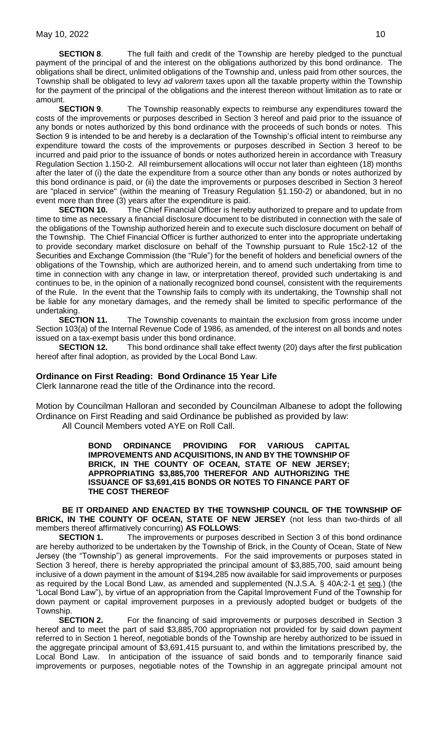**SECTION 8**. The full faith and credit of the Township are hereby pledged to the punctual payment of the principal of and the interest on the obligations authorized by this bond ordinance. The obligations shall be direct, unlimited obligations of the Township and, unless paid from other sources, the Township shall be obligated to levy *ad valorem* taxes upon all the taxable property within the Township for the payment of the principal of the obligations and the interest thereon without limitation as to rate or amount.

**SECTION 9**. The Township reasonably expects to reimburse any expenditures toward the costs of the improvements or purposes described in Section 3 hereof and paid prior to the issuance of any bonds or notes authorized by this bond ordinance with the proceeds of such bonds or notes. This Section 9 is intended to be and hereby is a declaration of the Township's official intent to reimburse any expenditure toward the costs of the improvements or purposes described in Section 3 hereof to be incurred and paid prior to the issuance of bonds or notes authorized herein in accordance with Treasury Regulation Section 1.150-2. All reimbursement allocations will occur not later than eighteen (18) months after the later of (i) the date the expenditure from a source other than any bonds or notes authorized by this bond ordinance is paid, or (ii) the date the improvements or purposes described in Section 3 hereof are "placed in service" (within the meaning of Treasury Regulation §1.150-2) or abandoned, but in no event more than three (3) years after the expenditure is paid.

**SECTION 10.** The Chief Financial Officer is hereby authorized to prepare and to update from time to time as necessary a financial disclosure document to be distributed in connection with the sale of the obligations of the Township authorized herein and to execute such disclosure document on behalf of the Township. The Chief Financial Officer is further authorized to enter into the appropriate undertaking to provide secondary market disclosure on behalf of the Township pursuant to Rule 15c2-12 of the Securities and Exchange Commission (the "Rule") for the benefit of holders and beneficial owners of the obligations of the Township, which are authorized herein, and to amend such undertaking from time to time in connection with any change in law, or interpretation thereof, provided such undertaking is and continues to be, in the opinion of a nationally recognized bond counsel, consistent with the requirements of the Rule. In the event that the Township fails to comply with its undertaking, the Township shall not be liable for any monetary damages, and the remedy shall be limited to specific performance of the undertaking.

**SECTION 11.** The Township covenants to maintain the exclusion from gross income under Section 103(a) of the Internal Revenue Code of 1986, as amended, of the interest on all bonds and notes issued on a tax-exempt basis under this bond ordinance.

**SECTION 12.** This bond ordinance shall take effect twenty (20) days after the first publication hereof after final adoption, as provided by the Local Bond Law.

**Ordinance on First Reading: Bond Ordinance 15 Year Life**

Clerk Iannarone read the title of the Ordinance into the record.

Motion by Councilman Halloran and seconded by Councilman Albanese to adopt the following Ordinance on First Reading and said Ordinance be published as provided by law:

All Council Members voted AYE on Roll Call.

**BOND ORDINANCE PROVIDING FOR VARIOUS CAPITAL IMPROVEMENTS AND ACQUISITIONS, IN AND BY THE TOWNSHIP OF BRICK, IN THE COUNTY OF OCEAN, STATE OF NEW JERSEY; APPROPRIATING $3,885,700 THEREFOR AND AUTHORIZING THE ISSUANCE OF $3,691,415 BONDS OR NOTES TO FINANCE PART OF THE COST THEREOF**

**BE IT ORDAINED AND ENACTED BY THE TOWNSHIP COUNCIL OF THE TOWNSHIP OF BRICK, IN THE COUNTY OF OCEAN, STATE OF NEW JERSEY** (not less than two-thirds of all members thereof affirmatively concurring) **AS FOLLOWS**:

**SECTION 1.** The improvements or purposes described in Section 3 of this bond ordinance are hereby authorized to be undertaken by the Township of Brick, in the County of Ocean, State of New Jersey (the "Township") as general improvements. For the said improvements or purposes stated in Section 3 hereof, there is hereby appropriated the principal amount of $3,885,700, said amount being inclusive of a down payment in the amount of $194,285 now available for said improvements or purposes as required by the Local Bond Law, as amended and supplemented (N.J.S.A. § 40A:2-1 et seq.) (the "Local Bond Law"), by virtue of an appropriation from the Capital Improvement Fund of the Township for down payment or capital improvement purposes in a previously adopted budget or budgets of the Township.

**SECTION 2.** For the financing of said improvements or purposes described in Section 3 hereof and to meet the part of said $3,885,700 appropriation not provided for by said down payment referred to in Section 1 hereof, negotiable bonds of the Township are hereby authorized to be issued in the aggregate principal amount of $3,691,415 pursuant to, and within the limitations prescribed by, the Local Bond Law. In anticipation of the issuance of said bonds and to temporarily finance said improvements or purposes, negotiable notes of the Township in an aggregate principal amount not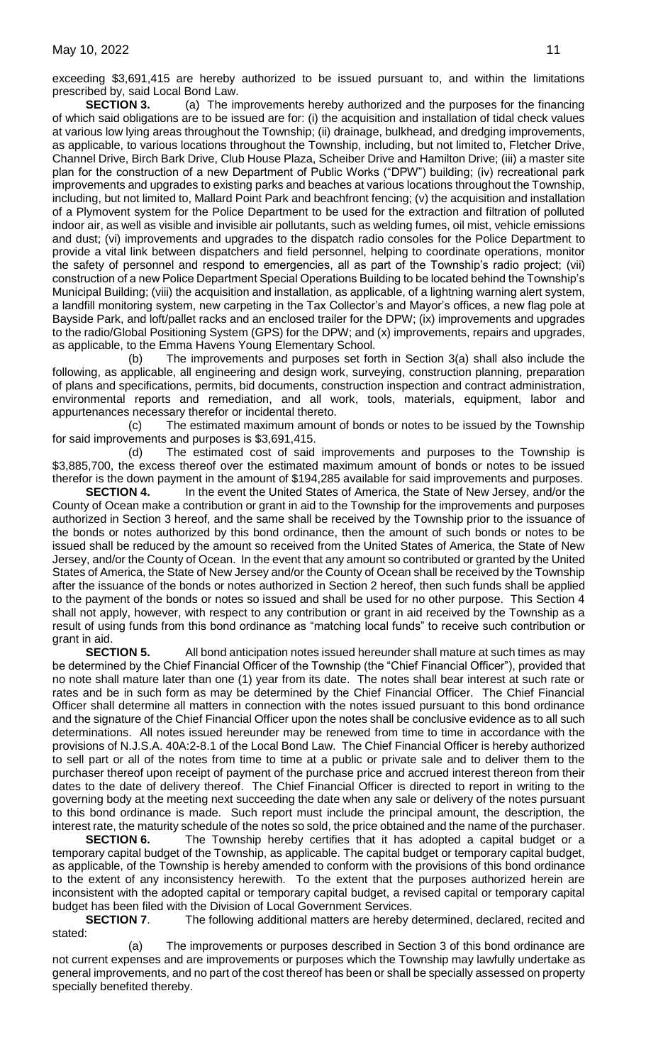exceeding $3,691,415 are hereby authorized to be issued pursuant to, and within the limitations prescribed by, said Local Bond Law.

**SECTION 3.** (a) The improvements hereby authorized and the purposes for the financing of which said obligations are to be issued are for: (i) the acquisition and installation of tidal check values at various low lying areas throughout the Township; (ii) drainage, bulkhead, and dredging improvements, as applicable, to various locations throughout the Township, including, but not limited to, Fletcher Drive, Channel Drive, Birch Bark Drive, Club House Plaza, Scheiber Drive and Hamilton Drive; (iii) a master site plan for the construction of a new Department of Public Works ("DPW") building; (iv) recreational park improvements and upgrades to existing parks and beaches at various locations throughout the Township, including, but not limited to, Mallard Point Park and beachfront fencing; (v) the acquisition and installation of a Plymovent system for the Police Department to be used for the extraction and filtration of polluted indoor air, as well as visible and invisible air pollutants, such as welding fumes, oil mist, vehicle emissions and dust; (vi) improvements and upgrades to the dispatch radio consoles for the Police Department to provide a vital link between dispatchers and field personnel, helping to coordinate operations, monitor the safety of personnel and respond to emergencies, all as part of the Township's radio project; (vii) construction of a new Police Department Special Operations Building to be located behind the Township's Municipal Building; (viii) the acquisition and installation, as applicable, of a lightning warning alert system, a landfill monitoring system, new carpeting in the Tax Collector's and Mayor's offices, a new flag pole at Bayside Park, and loft/pallet racks and an enclosed trailer for the DPW; (ix) improvements and upgrades to the radio/Global Positioning System (GPS) for the DPW; and (x) improvements, repairs and upgrades, as applicable, to the Emma Havens Young Elementary School.

(b) The improvements and purposes set forth in Section 3(a) shall also include the following, as applicable, all engineering and design work, surveying, construction planning, preparation of plans and specifications, permits, bid documents, construction inspection and contract administration, environmental reports and remediation, and all work, tools, materials, equipment, labor and appurtenances necessary therefor or incidental thereto.

(c) The estimated maximum amount of bonds or notes to be issued by the Township for said improvements and purposes is $3,691,415.

(d) The estimated cost of said improvements and purposes to the Township is $3,885,700, the excess thereof over the estimated maximum amount of bonds or notes to be issued therefor is the down payment in the amount of $194,285 available for said improvements and purposes.

**SECTION 4.** In the event the United States of America, the State of New Jersey, and/or the County of Ocean make a contribution or grant in aid to the Township for the improvements and purposes authorized in Section 3 hereof, and the same shall be received by the Township prior to the issuance of the bonds or notes authorized by this bond ordinance, then the amount of such bonds or notes to be issued shall be reduced by the amount so received from the United States of America, the State of New Jersey, and/or the County of Ocean. In the event that any amount so contributed or granted by the United States of America, the State of New Jersey and/or the County of Ocean shall be received by the Township after the issuance of the bonds or notes authorized in Section 2 hereof, then such funds shall be applied to the payment of the bonds or notes so issued and shall be used for no other purpose. This Section 4 shall not apply, however, with respect to any contribution or grant in aid received by the Township as a result of using funds from this bond ordinance as "matching local funds" to receive such contribution or grant in aid.

**SECTION 5.** All bond anticipation notes issued hereunder shall mature at such times as may be determined by the Chief Financial Officer of the Township (the "Chief Financial Officer"), provided that no note shall mature later than one (1) year from its date. The notes shall bear interest at such rate or rates and be in such form as may be determined by the Chief Financial Officer. The Chief Financial Officer shall determine all matters in connection with the notes issued pursuant to this bond ordinance and the signature of the Chief Financial Officer upon the notes shall be conclusive evidence as to all such determinations. All notes issued hereunder may be renewed from time to time in accordance with the provisions of N.J.S.A. 40A:2-8.1 of the Local Bond Law. The Chief Financial Officer is hereby authorized to sell part or all of the notes from time to time at a public or private sale and to deliver them to the purchaser thereof upon receipt of payment of the purchase price and accrued interest thereon from their dates to the date of delivery thereof. The Chief Financial Officer is directed to report in writing to the governing body at the meeting next succeeding the date when any sale or delivery of the notes pursuant to this bond ordinance is made. Such report must include the principal amount, the description, the interest rate, the maturity schedule of the notes so sold, the price obtained and the name of the purchaser.

**SECTION 6.** The Township hereby certifies that it has adopted a capital budget or a temporary capital budget of the Township, as applicable. The capital budget or temporary capital budget, as applicable, of the Township is hereby amended to conform with the provisions of this bond ordinance to the extent of any inconsistency herewith. To the extent that the purposes authorized herein are inconsistent with the adopted capital or temporary capital budget, a revised capital or temporary capital budget has been filed with the Division of Local Government Services.

**SECTION 7**. The following additional matters are hereby determined, declared, recited and stated:

(a) The improvements or purposes described in Section 3 of this bond ordinance are not current expenses and are improvements or purposes which the Township may lawfully undertake as general improvements, and no part of the cost thereof has been or shall be specially assessed on property specially benefited thereby.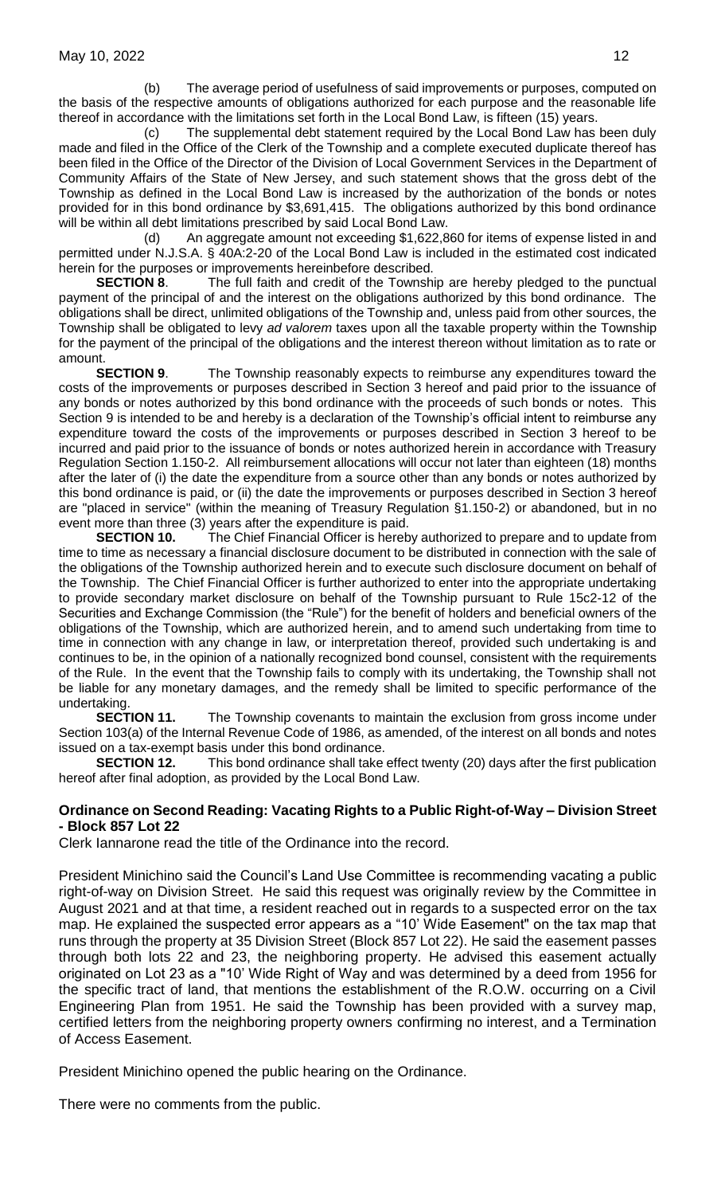(b) The average period of usefulness of said improvements or purposes, computed on the basis of the respective amounts of obligations authorized for each purpose and the reasonable life thereof in accordance with the limitations set forth in the Local Bond Law, is fifteen (15) years.

(c) The supplemental debt statement required by the Local Bond Law has been duly made and filed in the Office of the Clerk of the Township and a complete executed duplicate thereof has been filed in the Office of the Director of the Division of Local Government Services in the Department of Community Affairs of the State of New Jersey, and such statement shows that the gross debt of the Township as defined in the Local Bond Law is increased by the authorization of the bonds or notes provided for in this bond ordinance by $3,691,415. The obligations authorized by this bond ordinance will be within all debt limitations prescribed by said Local Bond Law.

(d) An aggregate amount not exceeding $1,622,860 for items of expense listed in and permitted under N.J.S.A. § 40A:2-20 of the Local Bond Law is included in the estimated cost indicated herein for the purposes or improvements hereinbefore described.

**SECTION 8**. The full faith and credit of the Township are hereby pledged to the punctual payment of the principal of and the interest on the obligations authorized by this bond ordinance. The obligations shall be direct, unlimited obligations of the Township and, unless paid from other sources, the Township shall be obligated to levy *ad valorem* taxes upon all the taxable property within the Township for the payment of the principal of the obligations and the interest thereon without limitation as to rate or amount.

**SECTION 9**. The Township reasonably expects to reimburse any expenditures toward the costs of the improvements or purposes described in Section 3 hereof and paid prior to the issuance of any bonds or notes authorized by this bond ordinance with the proceeds of such bonds or notes. This Section 9 is intended to be and hereby is a declaration of the Township's official intent to reimburse any expenditure toward the costs of the improvements or purposes described in Section 3 hereof to be incurred and paid prior to the issuance of bonds or notes authorized herein in accordance with Treasury Regulation Section 1.150-2. All reimbursement allocations will occur not later than eighteen (18) months after the later of (i) the date the expenditure from a source other than any bonds or notes authorized by this bond ordinance is paid, or (ii) the date the improvements or purposes described in Section 3 hereof are "placed in service" (within the meaning of Treasury Regulation §1.150-2) or abandoned, but in no event more than three (3) years after the expenditure is paid.

**SECTION 10.** The Chief Financial Officer is hereby authorized to prepare and to update from time to time as necessary a financial disclosure document to be distributed in connection with the sale of the obligations of the Township authorized herein and to execute such disclosure document on behalf of the Township. The Chief Financial Officer is further authorized to enter into the appropriate undertaking to provide secondary market disclosure on behalf of the Township pursuant to Rule 15c2-12 of the Securities and Exchange Commission (the "Rule") for the benefit of holders and beneficial owners of the obligations of the Township, which are authorized herein, and to amend such undertaking from time to time in connection with any change in law, or interpretation thereof, provided such undertaking is and continues to be, in the opinion of a nationally recognized bond counsel, consistent with the requirements of the Rule. In the event that the Township fails to comply with its undertaking, the Township shall not be liable for any monetary damages, and the remedy shall be limited to specific performance of the undertaking.

**SECTION 11.** The Township covenants to maintain the exclusion from gross income under Section 103(a) of the Internal Revenue Code of 1986, as amended, of the interest on all bonds and notes issued on a tax-exempt basis under this bond ordinance.

**SECTION 12.** This bond ordinance shall take effect twenty (20) days after the first publication hereof after final adoption, as provided by the Local Bond Law.

**Ordinance on Second Reading: Vacating Rights to a Public Right-of-Way – Division Street - Block 857 Lot 22**

Clerk Iannarone read the title of the Ordinance into the record.

President Minichino said the Council's Land Use Committee is recommending vacating a public right-of-way on Division Street. He said this request was originally review by the Committee in August 2021 and at that time, a resident reached out in regards to a suspected error on the tax map. He explained the suspected error appears as a "10' Wide Easement" on the tax map that runs through the property at 35 Division Street (Block 857 Lot 22). He said the easement passes through both lots 22 and 23, the neighboring property. He advised this easement actually originated on Lot 23 as a "10' Wide Right of Way and was determined by a deed from 1956 for the specific tract of land, that mentions the establishment of the R.O.W. occurring on a Civil Engineering Plan from 1951. He said the Township has been provided with a survey map, certified letters from the neighboring property owners confirming no interest, and a Termination of Access Easement.

President Minichino opened the public hearing on the Ordinance.

There were no comments from the public.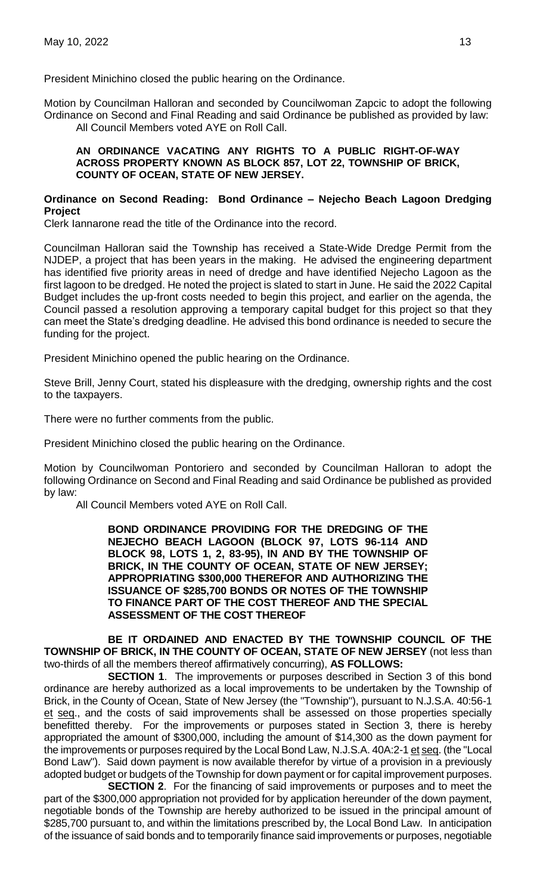President Minichino closed the public hearing on the Ordinance.

Motion by Councilman Halloran and seconded by Councilwoman Zapcic to adopt the following Ordinance on Second and Final Reading and said Ordinance be published as provided by law:

All Council Members voted AYE on Roll Call.

**AN ORDINANCE VACATING ANY RIGHTS TO A PUBLIC RIGHT-OF-WAY ACROSS PROPERTY KNOWN AS BLOCK 857, LOT 22, TOWNSHIP OF BRICK, COUNTY OF OCEAN, STATE OF NEW JERSEY.**

**Ordinance on Second Reading: Bond Ordinance – Nejecho Beach Lagoon Dredging Project**

Clerk Iannarone read the title of the Ordinance into the record.

Councilman Halloran said the Township has received a State-Wide Dredge Permit from the NJDEP, a project that has been years in the making. He advised the engineering department has identified five priority areas in need of dredge and have identified Nejecho Lagoon as the first lagoon to be dredged. He noted the project is slated to start in June. He said the 2022 Capital Budget includes the up-front costs needed to begin this project, and earlier on the agenda, the Council passed a resolution approving a temporary capital budget for this project so that they can meet the State's dredging deadline. He advised this bond ordinance is needed to secure the funding for the project.

President Minichino opened the public hearing on the Ordinance.

Steve Brill, Jenny Court, stated his displeasure with the dredging, ownership rights and the cost to the taxpayers.

There were no further comments from the public.

President Minichino closed the public hearing on the Ordinance.

Motion by Councilwoman Pontoriero and seconded by Councilman Halloran to adopt the following Ordinance on Second and Final Reading and said Ordinance be published as provided by law:

All Council Members voted AYE on Roll Call.

**BOND ORDINANCE PROVIDING FOR THE DREDGING OF THE NEJECHO BEACH LAGOON (BLOCK 97, LOTS 96-114 AND BLOCK 98, LOTS 1, 2, 83-95), IN AND BY THE TOWNSHIP OF BRICK, IN THE COUNTY OF OCEAN, STATE OF NEW JERSEY; APPROPRIATING $300,000 THEREFOR AND AUTHORIZING THE ISSUANCE OF $285,700 BONDS OR NOTES OF THE TOWNSHIP TO FINANCE PART OF THE COST THEREOF AND THE SPECIAL ASSESSMENT OF THE COST THEREOF**

**BE IT ORDAINED AND ENACTED BY THE TOWNSHIP COUNCIL OF THE TOWNSHIP OF BRICK, IN THE COUNTY OF OCEAN, STATE OF NEW JERSEY** (not less than two-thirds of all the members thereof affirmatively concurring), **AS FOLLOWS:**

**SECTION 1**. The improvements or purposes described in Section 3 of this bond ordinance are hereby authorized as local improvements to be undertaken by the Township of Brick, in the County of Ocean, State of New Jersey (the "Township"), pursuant to N.J.S.A. 40:56-1 et seq., and the costs of said improvements shall be assessed on those properties specially benefitted thereby. For the improvements or purposes stated in Section 3, there is hereby appropriated the amount of $300,000, including the amount of $14,300 as the down payment for the improvements or purposes required by the Local Bond Law, N.J.S.A. 40A:2-1 et seq. (the "Local Bond Law"). Said down payment is now available therefor by virtue of a provision in a previously adopted budget or budgets of the Township for down payment or for capital improvement purposes.

**SECTION 2**. For the financing of said improvements or purposes and to meet the part of the $300,000 appropriation not provided for by application hereunder of the down payment, negotiable bonds of the Township are hereby authorized to be issued in the principal amount of $285,700 pursuant to, and within the limitations prescribed by, the Local Bond Law. In anticipation of the issuance of said bonds and to temporarily finance said improvements or purposes, negotiable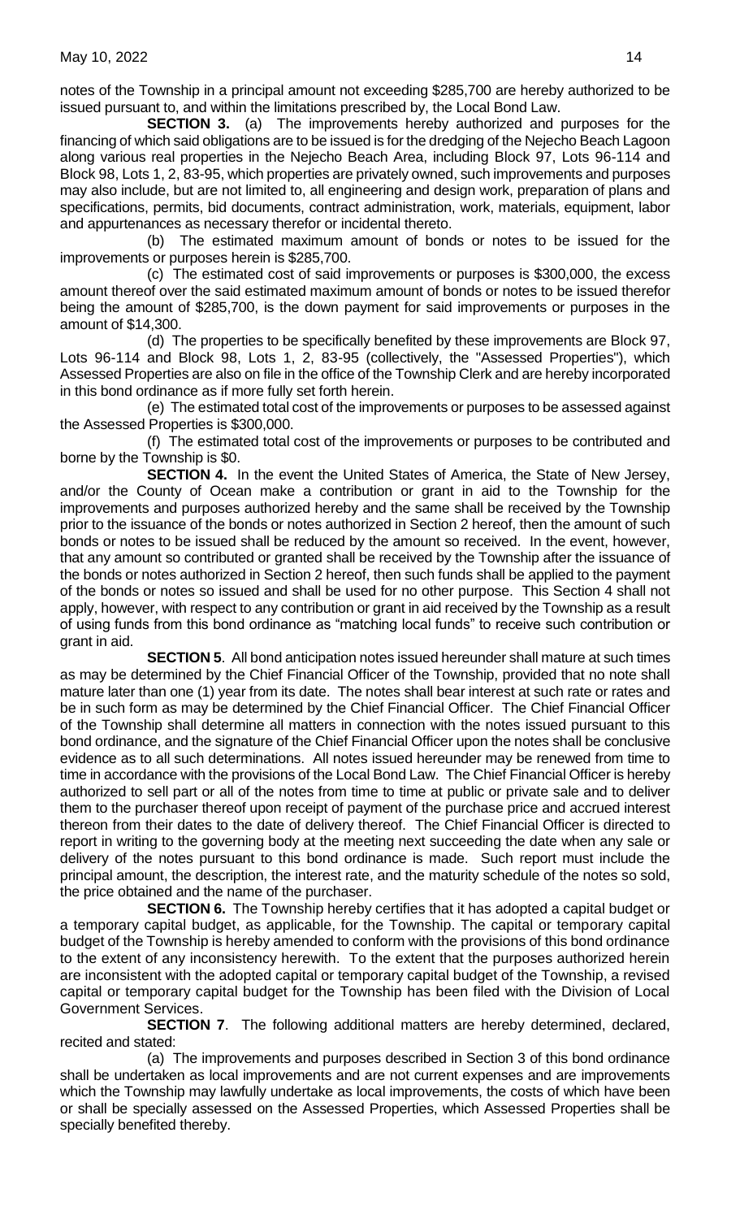notes of the Township in a principal amount not exceeding $285,700 are hereby authorized to be issued pursuant to, and within the limitations prescribed by, the Local Bond Law.

**SECTION 3.** (a) The improvements hereby authorized and purposes for the financing of which said obligations are to be issued is for the dredging of the Nejecho Beach Lagoon along various real properties in the Nejecho Beach Area, including Block 97, Lots 96-114 and Block 98, Lots 1, 2, 83-95, which properties are privately owned, such improvements and purposes may also include, but are not limited to, all engineering and design work, preparation of plans and specifications, permits, bid documents, contract administration, work, materials, equipment, labor and appurtenances as necessary therefor or incidental thereto.

(b) The estimated maximum amount of bonds or notes to be issued for the improvements or purposes herein is $285,700.

(c) The estimated cost of said improvements or purposes is $300,000, the excess amount thereof over the said estimated maximum amount of bonds or notes to be issued therefor being the amount of $285,700, is the down payment for said improvements or purposes in the amount of $14,300.

(d) The properties to be specifically benefited by these improvements are Block 97, Lots 96-114 and Block 98, Lots 1, 2, 83-95 (collectively, the "Assessed Properties"), which Assessed Properties are also on file in the office of the Township Clerk and are hereby incorporated in this bond ordinance as if more fully set forth herein.

(e) The estimated total cost of the improvements or purposes to be assessed against the Assessed Properties is $300,000.

(f) The estimated total cost of the improvements or purposes to be contributed and borne by the Township is $0.

**SECTION 4.** In the event the United States of America, the State of New Jersey, and/or the County of Ocean make a contribution or grant in aid to the Township for the improvements and purposes authorized hereby and the same shall be received by the Township prior to the issuance of the bonds or notes authorized in Section 2 hereof, then the amount of such bonds or notes to be issued shall be reduced by the amount so received. In the event, however, that any amount so contributed or granted shall be received by the Township after the issuance of the bonds or notes authorized in Section 2 hereof, then such funds shall be applied to the payment of the bonds or notes so issued and shall be used for no other purpose. This Section 4 shall not apply, however, with respect to any contribution or grant in aid received by the Township as a result of using funds from this bond ordinance as "matching local funds" to receive such contribution or grant in aid.

**SECTION 5**. All bond anticipation notes issued hereunder shall mature at such times as may be determined by the Chief Financial Officer of the Township, provided that no note shall mature later than one (1) year from its date. The notes shall bear interest at such rate or rates and be in such form as may be determined by the Chief Financial Officer. The Chief Financial Officer of the Township shall determine all matters in connection with the notes issued pursuant to this bond ordinance, and the signature of the Chief Financial Officer upon the notes shall be conclusive evidence as to all such determinations. All notes issued hereunder may be renewed from time to time in accordance with the provisions of the Local Bond Law. The Chief Financial Officer is hereby authorized to sell part or all of the notes from time to time at public or private sale and to deliver them to the purchaser thereof upon receipt of payment of the purchase price and accrued interest thereon from their dates to the date of delivery thereof. The Chief Financial Officer is directed to report in writing to the governing body at the meeting next succeeding the date when any sale or delivery of the notes pursuant to this bond ordinance is made. Such report must include the principal amount, the description, the interest rate, and the maturity schedule of the notes so sold, the price obtained and the name of the purchaser.

**SECTION 6.** The Township hereby certifies that it has adopted a capital budget or a temporary capital budget, as applicable, for the Township. The capital or temporary capital budget of the Township is hereby amended to conform with the provisions of this bond ordinance to the extent of any inconsistency herewith. To the extent that the purposes authorized herein are inconsistent with the adopted capital or temporary capital budget of the Township, a revised capital or temporary capital budget for the Township has been filed with the Division of Local Government Services.

**SECTION 7**. The following additional matters are hereby determined, declared, recited and stated:

(a) The improvements and purposes described in Section 3 of this bond ordinance shall be undertaken as local improvements and are not current expenses and are improvements which the Township may lawfully undertake as local improvements, the costs of which have been or shall be specially assessed on the Assessed Properties, which Assessed Properties shall be specially benefited thereby.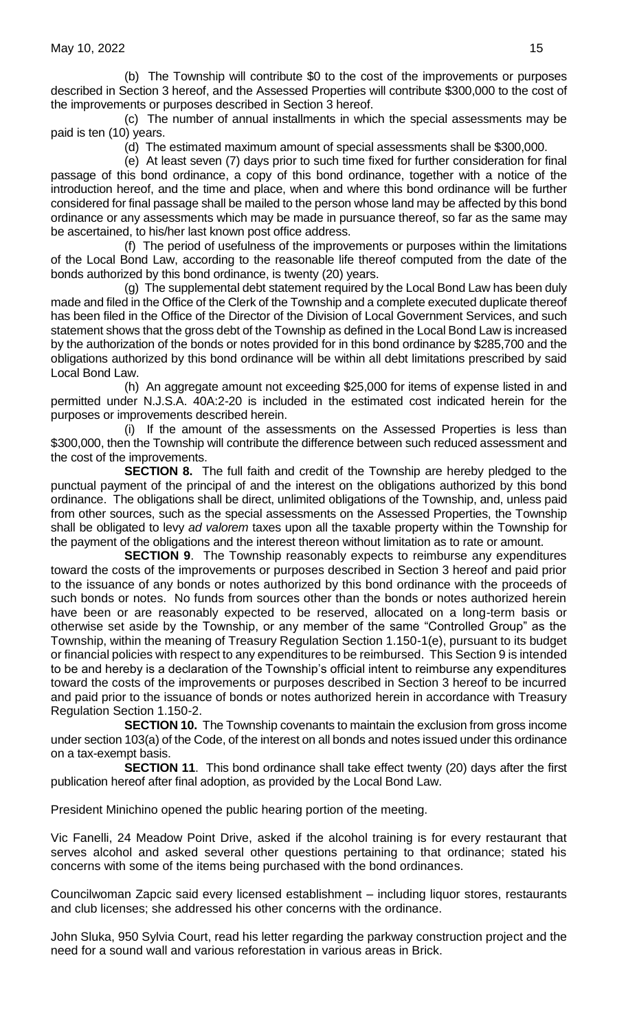(b) The Township will contribute $0 to the cost of the improvements or purposes described in Section 3 hereof, and the Assessed Properties will contribute $300,000 to the cost of the improvements or purposes described in Section 3 hereof.

(c) The number of annual installments in which the special assessments may be paid is ten (10) years.

(d) The estimated maximum amount of special assessments shall be $300,000.

(e) At least seven (7) days prior to such time fixed for further consideration for final passage of this bond ordinance, a copy of this bond ordinance, together with a notice of the introduction hereof, and the time and place, when and where this bond ordinance will be further considered for final passage shall be mailed to the person whose land may be affected by this bond ordinance or any assessments which may be made in pursuance thereof, so far as the same may be ascertained, to his/her last known post office address.

(f) The period of usefulness of the improvements or purposes within the limitations of the Local Bond Law, according to the reasonable life thereof computed from the date of the bonds authorized by this bond ordinance, is twenty (20) years.

(g) The supplemental debt statement required by the Local Bond Law has been duly made and filed in the Office of the Clerk of the Township and a complete executed duplicate thereof has been filed in the Office of the Director of the Division of Local Government Services, and such statement shows that the gross debt of the Township as defined in the Local Bond Law is increased by the authorization of the bonds or notes provided for in this bond ordinance by $285,700 and the obligations authorized by this bond ordinance will be within all debt limitations prescribed by said Local Bond Law.

(h) An aggregate amount not exceeding $25,000 for items of expense listed in and permitted under N.J.S.A. 40A:2-20 is included in the estimated cost indicated herein for the purposes or improvements described herein.

(i) If the amount of the assessments on the Assessed Properties is less than $300,000, then the Township will contribute the difference between such reduced assessment and the cost of the improvements.

**SECTION 8.** The full faith and credit of the Township are hereby pledged to the punctual payment of the principal of and the interest on the obligations authorized by this bond ordinance. The obligations shall be direct, unlimited obligations of the Township, and, unless paid from other sources, such as the special assessments on the Assessed Properties, the Township shall be obligated to levy *ad valorem* taxes upon all the taxable property within the Township for the payment of the obligations and the interest thereon without limitation as to rate or amount.

**SECTION 9**. The Township reasonably expects to reimburse any expenditures toward the costs of the improvements or purposes described in Section 3 hereof and paid prior to the issuance of any bonds or notes authorized by this bond ordinance with the proceeds of such bonds or notes. No funds from sources other than the bonds or notes authorized herein have been or are reasonably expected to be reserved, allocated on a long-term basis or otherwise set aside by the Township, or any member of the same "Controlled Group" as the Township, within the meaning of Treasury Regulation Section 1.150-1(e), pursuant to its budget or financial policies with respect to any expenditures to be reimbursed. This Section 9 is intended to be and hereby is a declaration of the Township's official intent to reimburse any expenditures toward the costs of the improvements or purposes described in Section 3 hereof to be incurred and paid prior to the issuance of bonds or notes authorized herein in accordance with Treasury Regulation Section 1.150-2.

**SECTION 10.** The Township covenants to maintain the exclusion from gross income under section 103(a) of the Code, of the interest on all bonds and notes issued under this ordinance on a tax-exempt basis.

**SECTION 11**. This bond ordinance shall take effect twenty (20) days after the first publication hereof after final adoption, as provided by the Local Bond Law.

President Minichino opened the public hearing portion of the meeting.

Vic Fanelli, 24 Meadow Point Drive, asked if the alcohol training is for every restaurant that serves alcohol and asked several other questions pertaining to that ordinance; stated his concerns with some of the items being purchased with the bond ordinances.

Councilwoman Zapcic said every licensed establishment – including liquor stores, restaurants and club licenses; she addressed his other concerns with the ordinance.

John Sluka, 950 Sylvia Court, read his letter regarding the parkway construction project and the need for a sound wall and various reforestation in various areas in Brick.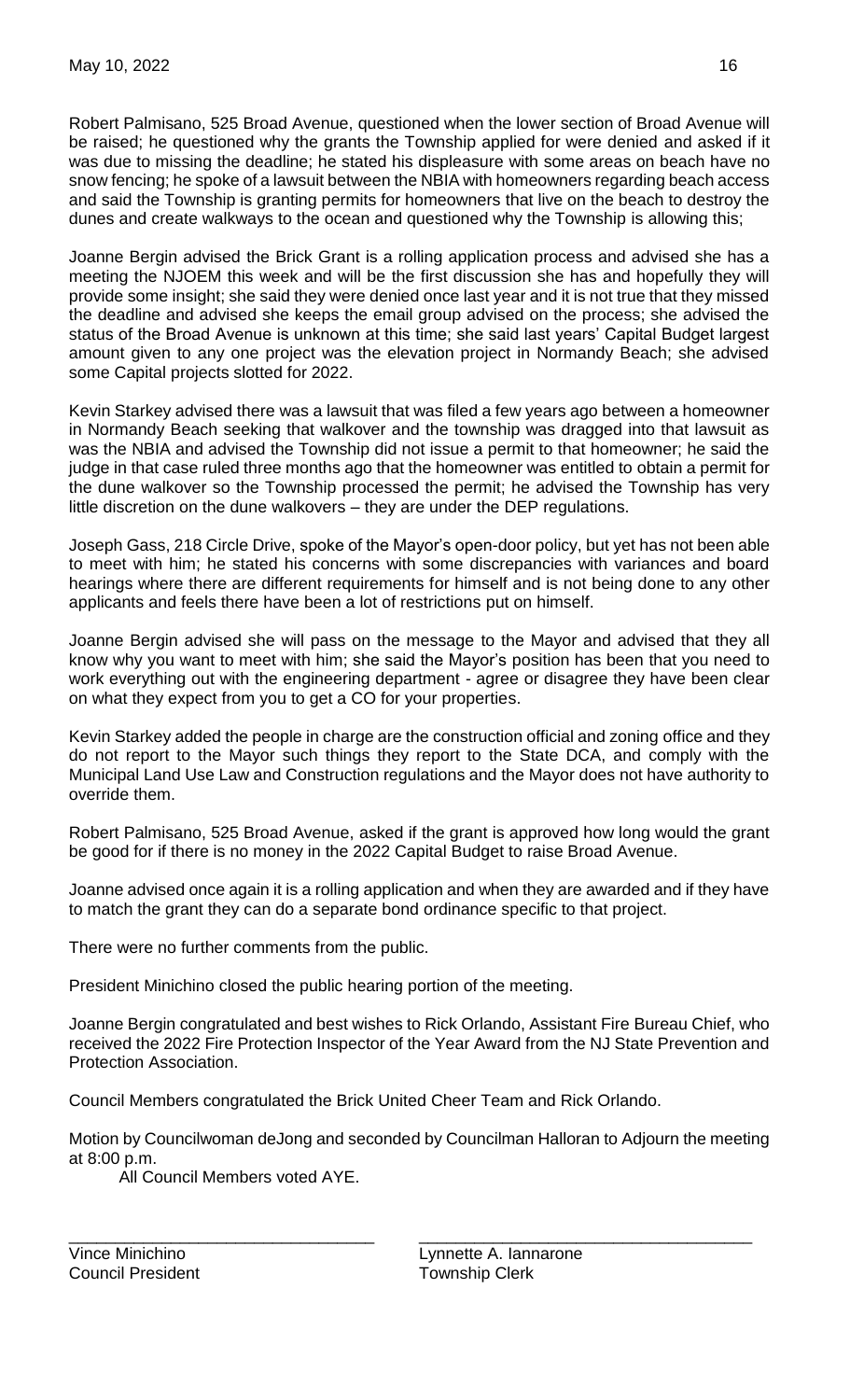Robert Palmisano, 525 Broad Avenue, questioned when the lower section of Broad Avenue will be raised; he questioned why the grants the Township applied for were denied and asked if it was due to missing the deadline; he stated his displeasure with some areas on beach have no snow fencing; he spoke of a lawsuit between the NBIA with homeowners regarding beach access and said the Township is granting permits for homeowners that live on the beach to destroy the dunes and create walkways to the ocean and questioned why the Township is allowing this;

Joanne Bergin advised the Brick Grant is a rolling application process and advised she has a meeting the NJOEM this week and will be the first discussion she has and hopefully they will provide some insight; she said they were denied once last year and it is not true that they missed the deadline and advised she keeps the email group advised on the process; she advised the status of the Broad Avenue is unknown at this time; she said last years' Capital Budget largest amount given to any one project was the elevation project in Normandy Beach; she advised some Capital projects slotted for 2022.

Kevin Starkey advised there was a lawsuit that was filed a few years ago between a homeowner in Normandy Beach seeking that walkover and the township was dragged into that lawsuit as was the NBIA and advised the Township did not issue a permit to that homeowner; he said the judge in that case ruled three months ago that the homeowner was entitled to obtain a permit for the dune walkover so the Township processed the permit; he advised the Township has very little discretion on the dune walkovers – they are under the DEP regulations.

Joseph Gass, 218 Circle Drive, spoke of the Mayor's open-door policy, but yet has not been able to meet with him; he stated his concerns with some discrepancies with variances and board hearings where there are different requirements for himself and is not being done to any other applicants and feels there have been a lot of restrictions put on himself.

Joanne Bergin advised she will pass on the message to the Mayor and advised that they all know why you want to meet with him; she said the Mayor's position has been that you need to work everything out with the engineering department - agree or disagree they have been clear on what they expect from you to get a CO for your properties.

Kevin Starkey added the people in charge are the construction official and zoning office and they do not report to the Mayor such things they report to the State DCA, and comply with the Municipal Land Use Law and Construction regulations and the Mayor does not have authority to override them.

Robert Palmisano, 525 Broad Avenue, asked if the grant is approved how long would the grant be good for if there is no money in the 2022 Capital Budget to raise Broad Avenue.

Joanne advised once again it is a rolling application and when they are awarded and if they have to match the grant they can do a separate bond ordinance specific to that project.

There were no further comments from the public.

President Minichino closed the public hearing portion of the meeting.

Joanne Bergin congratulated and best wishes to Rick Orlando, Assistant Fire Bureau Chief, who received the 2022 Fire Protection Inspector of the Year Award from the NJ State Prevention and Protection Association.

Council Members congratulated the Brick United Cheer Team and Rick Orlando.

Motion by Councilwoman deJong and seconded by Councilman Halloran to Adjourn the meeting at 8:00 p.m.

All Council Members voted AYE.

\_\_\_\_\_\_\_\_\_\_\_\_\_\_\_\_\_\_\_\_\_\_\_\_\_\_\_\_\_\_\_\_
Vince Minichino
Council President

\_\_\_\_\_\_\_\_\_\_\_\_\_\_\_\_\_\_\_\_\_\_\_\_\_\_\_\_\_\_\_\_
Lynnette A. Iannarone
Township Clerk